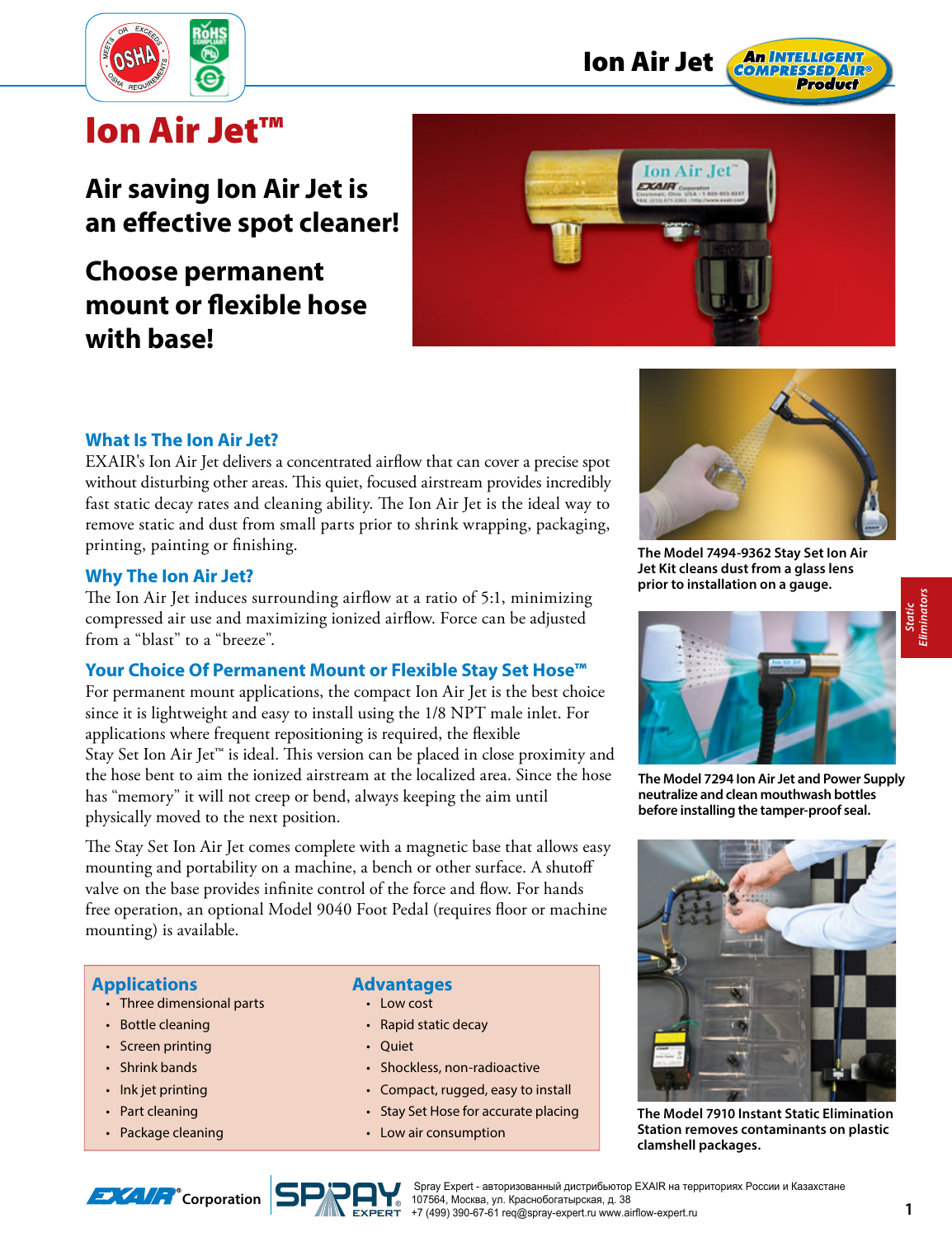# Ion Air Jet™

## Air saving Ion Air Jet is an effective spot cleaner!

## Choose permanent mount or flexible hose with base!

### What Is The Ion Air Jet?

EXAIR's Ion Air Jet delivers a concentrated airflow that can cover a precise spot without disturbing other areas. This quiet, focused airstream provides incredibly fast static decay rates and cleaning ability. The Ion Air Jet is the ideal way to remove static and dust from small parts prior to shrink wrapping, packaging, printing, painting or finishing.

### Why The Ion Air Jet?

The Ion Air Jet induces surrounding airflow at a ratio of 5:1, minimizing compressed air use and maximizing ionized airflow. Force can be adjusted from a "blast" to a "breeze".

### Your Choice Of Permanent Mount or Flexible Stay Set Hose™

For permanent mount applications, the compact Ion Air Jet is the best choice since it is lightweight and easy to install using the 1/8 NPT male inlet. For applications where frequent repositioning is required, the flexible Stay Set Ion Air Jet™ is ideal. This version can be placed in close proximity and the hose bent to aim the ionized airstream at the localized area. Since the hose has "memory" it will not creep or bend, always keeping the aim until physically moved to the next position.

The Stay Set Ion Air Jet comes complete with a magnetic base that allows easy mounting and portability on a machine, a bench or other surface. A shutoff valve on the base provides infinite control of the force and flow. For hands free operation, an optional Model 9040 Foot Pedal (requires floor or machine mounting) is available.

### Applications

- Three dimensional parts
- Bottle cleaning
- Screen printing
- Shrink bands
- Ink jet printing
- Part cleaning
- Package cleaning

### Advantages

- Low cost
- Rapid static decay
- Quiet
- Shockless, non-radioactive
- Compact, rugged, easy to install
- Stay Set Hose for accurate placing
- Low air consumption

**The Model 7494-9362 Stay Set Ion Air Jet Kit cleans dust from a glass lens prior to installation on a gauge.**

**The Model 7294 Ion Air Jet and Power Supply neutralize and clean mouthwash bottles before installing the tamper-proof seal.**

**The Model 7910 Instant Static Elimination Station removes contaminants on plastic clamshell packages.**

EXAIR® Corporation

Spray Expert - авторизованный дистрибьютор EXAIR на территориях России и Казахстане
107564, Москва, ул. Краснобогатырская, д. 38
+7 (499) 390-67-61 req@spray-expert.ru www.airflow-expert.ru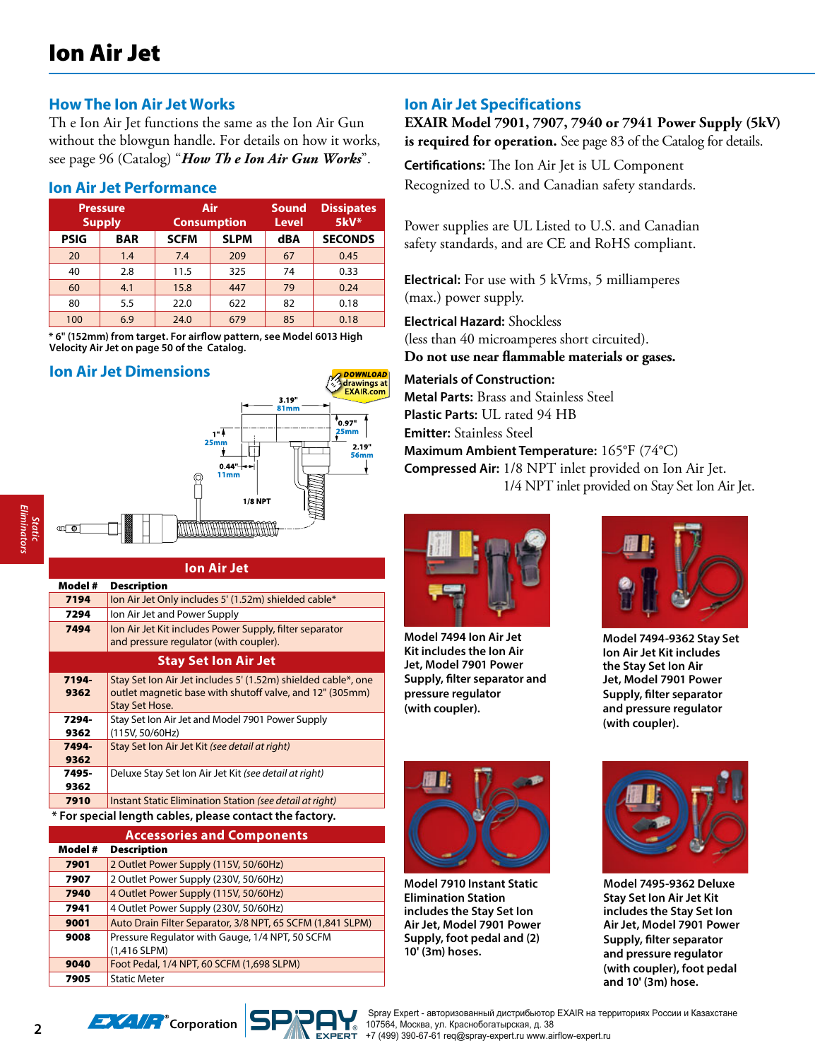// Ion Air Jet

## How The Ion Air Jet Works

The Ion Air Jet functions the same as the Ion Air Gun without the blowgun handle. For details on how it works, see page 96 (Catalog) "***How The Ion Air Gun Works***".

## Ion Air Jet Performance

| Pressure Supply | | Air Consumption | | Sound Level | Dissipates 5kV* |
|---|---|---|---|---|---|
| PSIG | BAR | SCFM | SLPM | dBA | SECONDS |
| 20 | 1.4 | 7.4 | 209 | 67 | 0.45 |
| 40 | 2.8 | 11.5 | 325 | 74 | 0.33 |
| 60 | 4.1 | 15.8 | 447 | 79 | 0.24 |
| 80 | 5.5 | 22.0 | 622 | 82 | 0.18 |
| 100 | 6.9 | 24.0 | 679 | 85 | 0.18 |

**\* 6" (152mm) from target. For airflow pattern, see Model 6013 High Velocity Air Jet on page 50 of the Catalog.**

## Ion Air Jet Dimensions

DOWNLOAD drawings at EXAIR.com

3.19" 81mm
0.97" 25mm
1" 25mm
2.19" 56mm
0.44" 11mm
1/8 NPT

| Ion Air Jet | |
|---|---|
| **Model #** | **Description** |
| **7194** | Ion Air Jet Only includes 5' (1.52m) shielded cable* |
| **7294** | Ion Air Jet and Power Supply |
| **7494** | Ion Air Jet Kit includes Power Supply, filter separator and pressure regulator (with coupler). |
| **Stay Set Ion Air Jet** | |
| **7194-9362** | Stay Set Ion Air Jet includes 5' (1.52m) shielded cable*, one outlet magnetic base with shutoff valve, and 12" (305mm) Stay Set Hose. |
| **7294-9362** | Stay Set Ion Air Jet and Model 7901 Power Supply (115V, 50/60Hz) |
| **7494-9362** | Stay Set Ion Air Jet Kit *(see detail at right)* |
| **7495-9362** | Deluxe Stay Set Ion Air Jet Kit *(see detail at right)* |
| **7910** | Instant Static Elimination Station *(see detail at right)* |

**\* For special length cables, please contact the factory.**

| Accessories and Components | |
|---|---|
| **Model #** | **Description** |
| **7901** | 2 Outlet Power Supply (115V, 50/60Hz) |
| **7907** | 2 Outlet Power Supply (230V, 50/60Hz) |
| **7940** | 4 Outlet Power Supply (115V, 50/60Hz) |
| **7941** | 4 Outlet Power Supply (230V, 50/60Hz) |
| **9001** | Auto Drain Filter Separator, 3/8 NPT, 65 SCFM (1,841 SLPM) |
| **9008** | Pressure Regulator with Gauge, 1/4 NPT, 50 SCFM (1,416 SLPM) |
| **9040** | Foot Pedal, 1/4 NPT, 60 SCFM (1,698 SLPM) |
| **7905** | Static Meter |

## Ion Air Jet Specifications

**EXAIR Model 7901, 7907, 7940 or 7941 Power Supply (5kV) is required for operation.** See page 83 of the Catalog for details.

**Certifications:** The Ion Air Jet is UL Component Recognized to U.S. and Canadian safety standards.

Power supplies are UL Listed to U.S. and Canadian safety standards, and are CE and RoHS compliant.

**Electrical:** For use with 5 kVrms, 5 milliamperes (max.) power supply.

**Electrical Hazard:** Shockless (less than 40 microamperes short circuited).
**Do not use near flammable materials or gases.**

**Materials of Construction:**
**Metal Parts:** Brass and Stainless Steel
**Plastic Parts:** UL rated 94 HB
**Emitter:** Stainless Steel
**Maximum Ambient Temperature:** 165°F (74°C)
**Compressed Air:** 1/8 NPT inlet provided on Ion Air Jet.
1/4 NPT inlet provided on Stay Set Ion Air Jet.

**Model 7494 Ion Air Jet Kit includes the Ion Air Jet, Model 7901 Power Supply, filter separator and pressure regulator (with coupler).**

**Model 7494-9362 Stay Set Ion Air Jet Kit includes the Stay Set Ion Air Jet, Model 7901 Power Supply, filter separator and pressure regulator (with coupler).**

**Model 7910 Instant Static Elimination Station includes the Stay Set Ion Air Jet, Model 7901 Power Supply, foot pedal and (2) 10' (3m) hoses.**

**Model 7495-9362 Deluxe Stay Set Ion Air Jet Kit includes the Stay Set Ion Air Jet, Model 7901 Power Supply, filter separator and pressure regulator (with coupler), foot pedal and 10' (3m) hose.**

Spray Expert - авторизованный дистрибьютор EXAIR на территориях России и Казахстане
107564, Москва, ул. Красноболгатырская, д. 38
+7 (499) 390-67-61 req@spray-expert.ru www.airflow-expert.ru